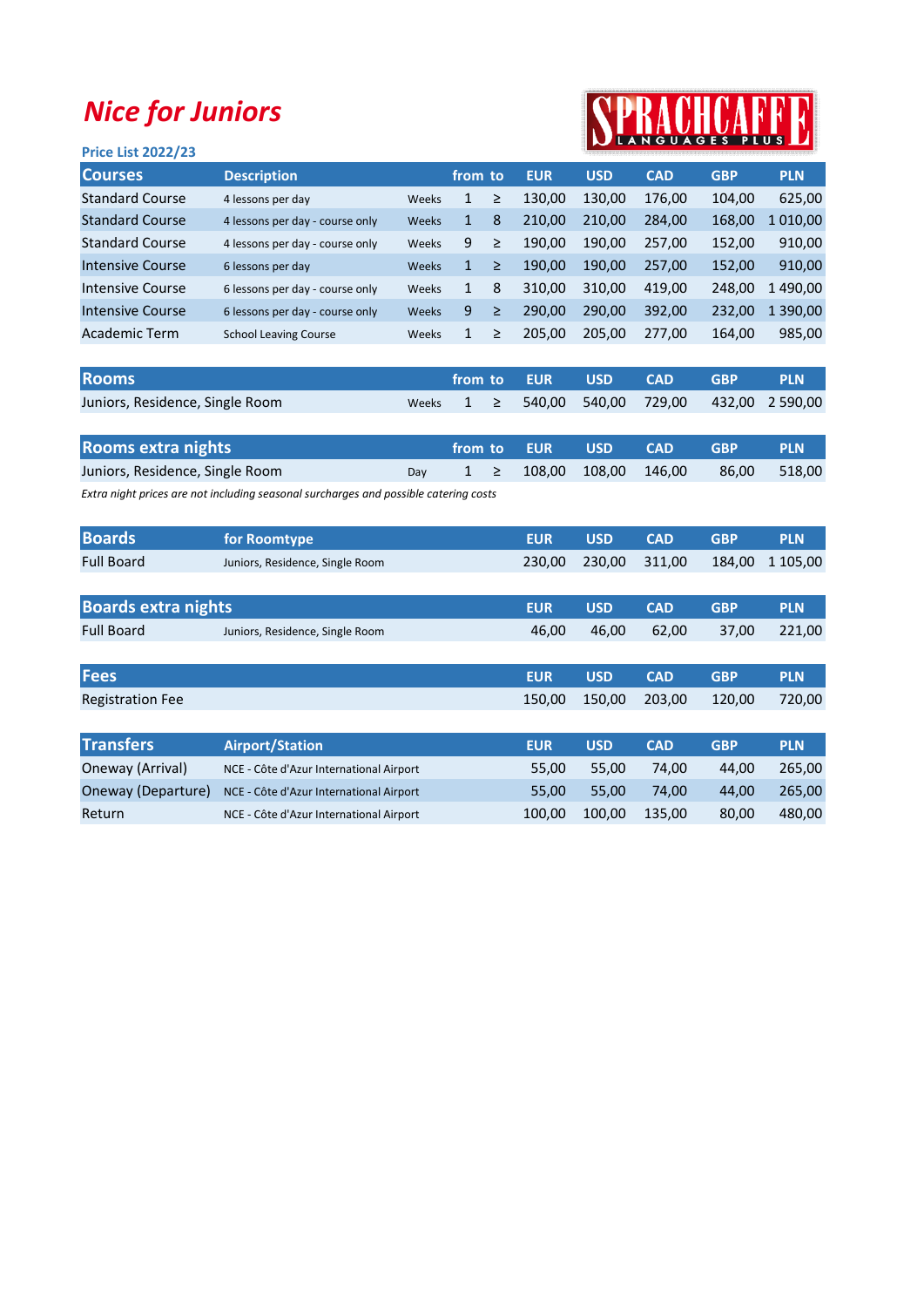# Nice for Juniors

SPRACHCAFFE LANGUAGES PLUS

**Price List 2022/23**

| Courses | Description | | from | to | EUR | USD | CAD | GBP | PLN |
|---|---|---|---|---|---|---|---|---|---|
| Standard Course | 4 lessons per day | Weeks | 1 | ≥ | 130,00 | 130,00 | 176,00 | 104,00 | 625,00 |
| Standard Course | 4 lessons per day - course only | Weeks | 1 | 8 | 210,00 | 210,00 | 284,00 | 168,00 | 1 010,00 |
| Standard Course | 4 lessons per day - course only | Weeks | 9 | ≥ | 190,00 | 190,00 | 257,00 | 152,00 | 910,00 |
| Intensive Course | 6 lessons per day | Weeks | 1 | ≥ | 190,00 | 190,00 | 257,00 | 152,00 | 910,00 |
| Intensive Course | 6 lessons per day - course only | Weeks | 1 | 8 | 310,00 | 310,00 | 419,00 | 248,00 | 1 490,00 |
| Intensive Course | 6 lessons per day - course only | Weeks | 9 | ≥ | 290,00 | 290,00 | 392,00 | 232,00 | 1 390,00 |
| Academic Term | School Leaving Course | Weeks | 1 | ≥ | 205,00 | 205,00 | 277,00 | 164,00 | 985,00 |

| Rooms | | from | to | EUR | USD | CAD | GBP | PLN |
|---|---|---|---|---|---|---|---|---|
| Juniors, Residence, Single Room | Weeks | 1 | ≥ | 540,00 | 540,00 | 729,00 | 432,00 | 2 590,00 |

| Rooms extra nights | | from | to | EUR | USD | CAD | GBP | PLN |
|---|---|---|---|---|---|---|---|---|
| Juniors, Residence, Single Room | Day | 1 | ≥ | 108,00 | 108,00 | 146,00 | 86,00 | 518,00 |

*Extra night prices are not including seasonal surcharges and possible catering costs*

| Boards | for Roomtype | EUR | USD | CAD | GBP | PLN |
|---|---|---|---|---|---|---|
| Full Board | Juniors, Residence, Single Room | 230,00 | 230,00 | 311,00 | 184,00 | 1 105,00 |

| Boards extra nights | | EUR | USD | CAD | GBP | PLN |
|---|---|---|---|---|---|---|
| Full Board | Juniors, Residence, Single Room | 46,00 | 46,00 | 62,00 | 37,00 | 221,00 |

| Fees | EUR | USD | CAD | GBP | PLN |
|---|---|---|---|---|---|
| Registration Fee | 150,00 | 150,00 | 203,00 | 120,00 | 720,00 |

| Transfers | Airport/Station | EUR | USD | CAD | GBP | PLN |
|---|---|---|---|---|---|---|
| Oneway (Arrival) | NCE - Côte d'Azur International Airport | 55,00 | 55,00 | 74,00 | 44,00 | 265,00 |
| Oneway (Departure) | NCE - Côte d'Azur International Airport | 55,00 | 55,00 | 74,00 | 44,00 | 265,00 |
| Return | NCE - Côte d'Azur International Airport | 100,00 | 100,00 | 135,00 | 80,00 | 480,00 |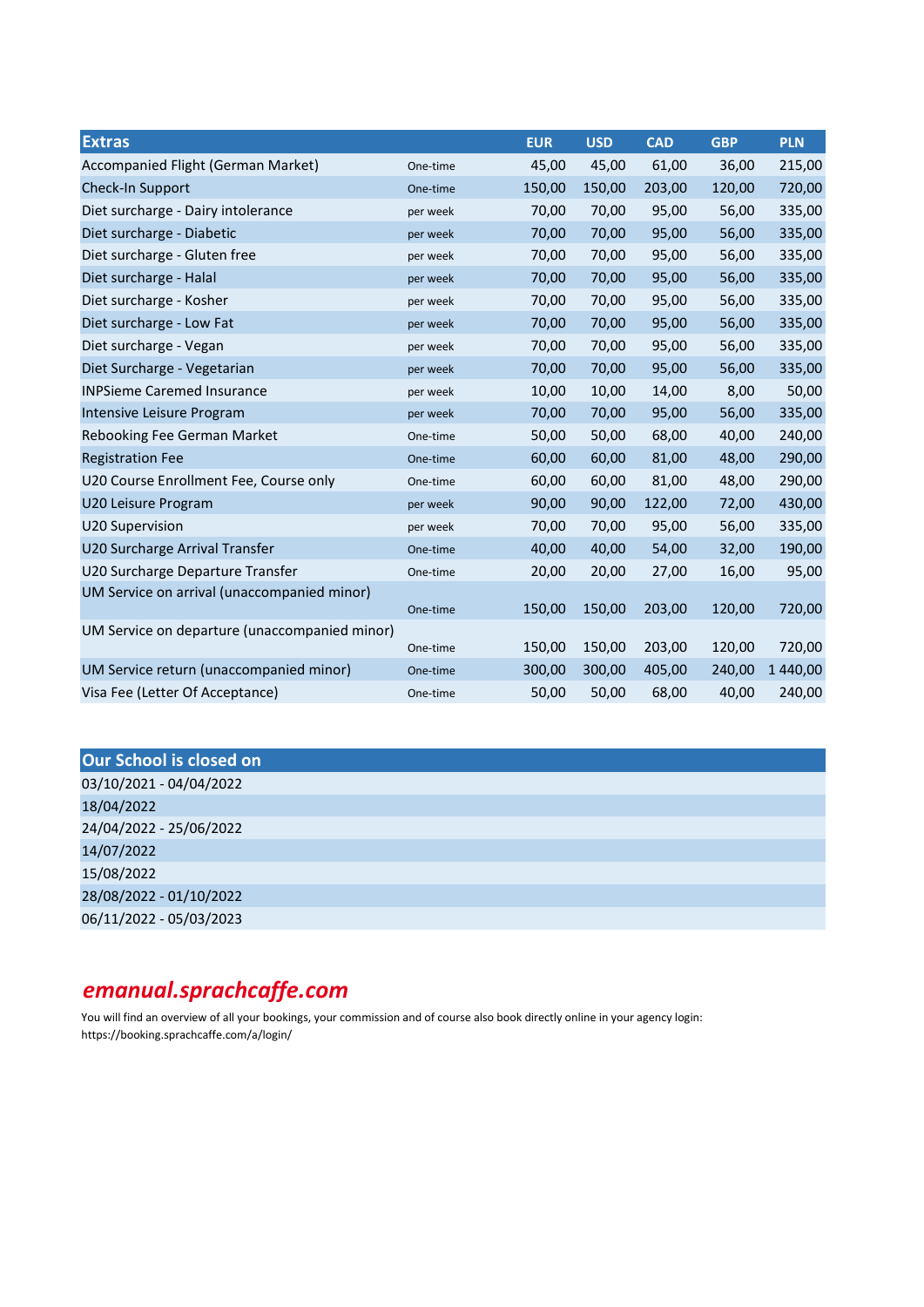| Extras | | EUR | USD | CAD | GBP | PLN |
|---|---|---|---|---|---|---|
| Accompanied Flight (German Market) | One-time | 45,00 | 45,00 | 61,00 | 36,00 | 215,00 |
| Check-In Support | One-time | 150,00 | 150,00 | 203,00 | 120,00 | 720,00 |
| Diet surcharge - Dairy intolerance | per week | 70,00 | 70,00 | 95,00 | 56,00 | 335,00 |
| Diet surcharge - Diabetic | per week | 70,00 | 70,00 | 95,00 | 56,00 | 335,00 |
| Diet surcharge - Gluten free | per week | 70,00 | 70,00 | 95,00 | 56,00 | 335,00 |
| Diet surcharge - Halal | per week | 70,00 | 70,00 | 95,00 | 56,00 | 335,00 |
| Diet surcharge - Kosher | per week | 70,00 | 70,00 | 95,00 | 56,00 | 335,00 |
| Diet surcharge - Low Fat | per week | 70,00 | 70,00 | 95,00 | 56,00 | 335,00 |
| Diet surcharge - Vegan | per week | 70,00 | 70,00 | 95,00 | 56,00 | 335,00 |
| Diet Surcharge - Vegetarian | per week | 70,00 | 70,00 | 95,00 | 56,00 | 335,00 |
| INPSieme Caremed Insurance | per week | 10,00 | 10,00 | 14,00 | 8,00 | 50,00 |
| Intensive Leisure Program | per week | 70,00 | 70,00 | 95,00 | 56,00 | 335,00 |
| Rebooking Fee German Market | One-time | 50,00 | 50,00 | 68,00 | 40,00 | 240,00 |
| Registration Fee | One-time | 60,00 | 60,00 | 81,00 | 48,00 | 290,00 |
| U20 Course Enrollment Fee, Course only | One-time | 60,00 | 60,00 | 81,00 | 48,00 | 290,00 |
| U20 Leisure Program | per week | 90,00 | 90,00 | 122,00 | 72,00 | 430,00 |
| U20 Supervision | per week | 70,00 | 70,00 | 95,00 | 56,00 | 335,00 |
| U20 Surcharge Arrival Transfer | One-time | 40,00 | 40,00 | 54,00 | 32,00 | 190,00 |
| U20 Surcharge Departure Transfer | One-time | 20,00 | 20,00 | 27,00 | 16,00 | 95,00 |
| UM Service on arrival (unaccompanied minor) | One-time | 150,00 | 150,00 | 203,00 | 120,00 | 720,00 |
| UM Service on departure (unaccompanied minor) | One-time | 150,00 | 150,00 | 203,00 | 120,00 | 720,00 |
| UM Service return (unaccompanied minor) | One-time | 300,00 | 300,00 | 405,00 | 240,00 | 1 440,00 |
| Visa Fee (Letter Of Acceptance) | One-time | 50,00 | 50,00 | 68,00 | 40,00 | 240,00 |

| Our School is closed on |
|---|
| 03/10/2021 - 04/04/2022 |
| 18/04/2022 |
| 24/04/2022 - 25/06/2022 |
| 14/07/2022 |
| 15/08/2022 |
| 28/08/2022 - 01/10/2022 |
| 06/11/2022 - 05/03/2023 |

## *emanual.sprachcaffe.com*

You will find an overview of all your bookings, your commission and of course also book directly online in your agency login: https://booking.sprachcaffe.com/a/login/